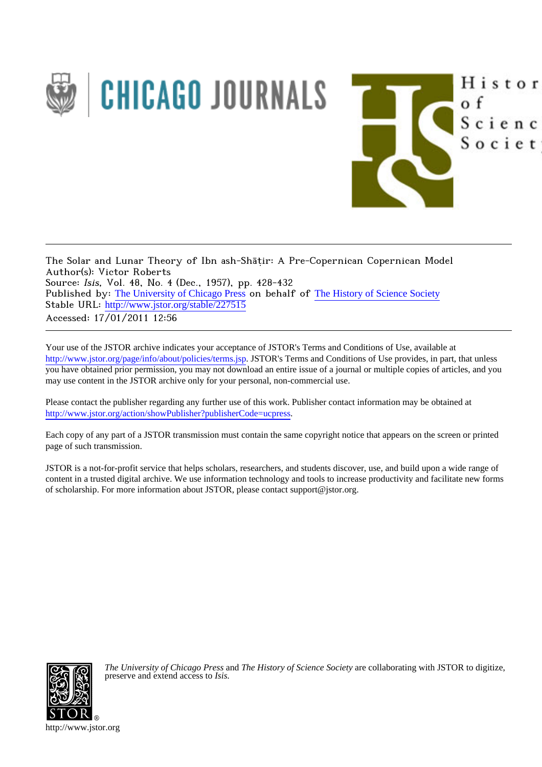The Solar and Lunar Theory of Ibn ash-Shāṭir: A Pre-Copernican Copernican Model
Author(s): Victor Roberts
Source: *Isis*, Vol. 48, No. 4 (Dec., 1957), pp. 428-432
Published by: The University of Chicago Press on behalf of The History of Science Society
Stable URL: http://www.jstor.org/stable/227515
Accessed: 17/01/2011 12:56

Your use of the JSTOR archive indicates your acceptance of JSTOR's Terms and Conditions of Use, available at http://www.jstor.org/page/info/about/policies/terms.jsp. JSTOR's Terms and Conditions of Use provides, in part, that unless you have obtained prior permission, you may not download an entire issue of a journal or multiple copies of articles, and you may use content in the JSTOR archive only for your personal, non-commercial use.

Please contact the publisher regarding any further use of this work. Publisher contact information may be obtained at http://www.jstor.org/action/showPublisher?publisherCode=ucpress.

Each copy of any part of a JSTOR transmission must contain the same copyright notice that appears on the screen or printed page of such transmission.

JSTOR is a not-for-profit service that helps scholars, researchers, and students discover, use, and build upon a wide range of content in a trusted digital archive. We use information technology and tools to increase productivity and facilitate new forms of scholarship. For more information about JSTOR, please contact support@jstor.org.

*The University of Chicago Press* and *The History of Science Society* are collaborating with JSTOR to digitize, preserve and extend access to *Isis*.

http://www.jstor.org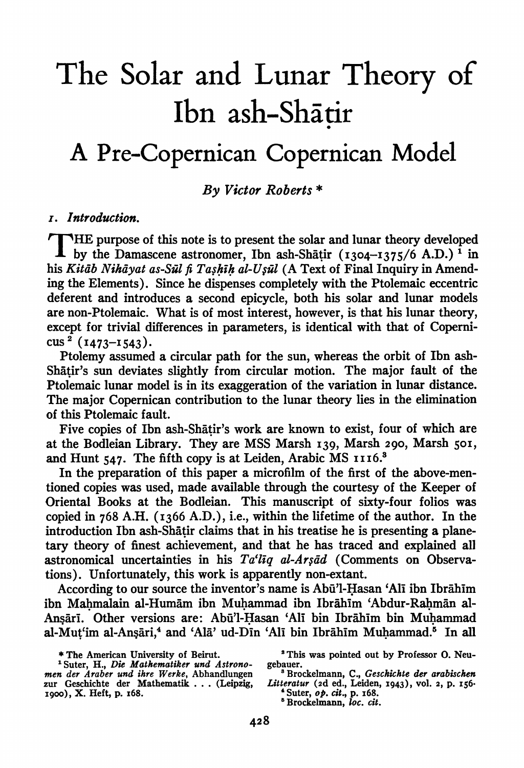# The Solar and Lunar Theory of Ibn ash-Shāṭir

## A Pre-Copernican Copernican Model

*By Victor Roberts* *

*1. Introduction.*

THE purpose of this note is to present the solar and lunar theory developed by the Damascene astronomer, Ibn ash-Shāṭir (1304–1375/6 A.D.) [1] in his *Kitāb Nihāyat as-Sūl fī Taṣḥīḥ al-Uṣūl* (A Text of Final Inquiry in Amending the Elements). Since he dispenses completely with the Ptolemaic eccentric deferent and introduces a second epicycle, both his solar and lunar models are non-Ptolemaic. What is of most interest, however, is that his lunar theory, except for trivial differences in parameters, is identical with that of Copernicus [2] (1473–1543).

Ptolemy assumed a circular path for the sun, whereas the orbit of Ibn ash-Shāṭir's sun deviates slightly from circular motion. The major fault of the Ptolemaic lunar model is in its exaggeration of the variation in lunar distance. The major Copernican contribution to the lunar theory lies in the elimination of this Ptolemaic fault.

Five copies of Ibn ash-Shāṭir's work are known to exist, four of which are at the Bodleian Library. They are MSS Marsh 139, Marsh 290, Marsh 501, and Hunt 547. The fifth copy is at Leiden, Arabic MS 1116.[3]

In the preparation of this paper a microfilm of the first of the above-mentioned copies was used, made available through the courtesy of the Keeper of Oriental Books at the Bodleian. This manuscript of sixty-four folios was copied in 768 A.H. (1366 A.D.), i.e., within the lifetime of the author. In the introduction Ibn ash-Shāṭir claims that in his treatise he is presenting a planetary theory of finest achievement, and that he has traced and explained all astronomical uncertainties in his *Ta'līq al-Arṣād* (Comments on Observations). Unfortunately, this work is apparently non-extant.

According to our source the inventor's name is Abū'l-Ḥasan 'Alī ibn Ibrāhīm ibn Maḥmalain al-Humām ibn Muḥammad ibn Ibrāhīm 'Abdur-Raḥmān al-Anṣārī. Other versions are: Abū'l-Ḥasan 'Alī bin Ibrāhīm bin Muḥammad al-Muṭ'im al-Anṣāri,[4] and 'Alā' ud-Dīn 'Alī bin Ibrāhīm Muḥammad.[5] In all

---

* The American University of Beirut.

[1] Suter, H., *Die Mathematiker und Astronomen der Araber und ihre Werke*, Abhandlungen zur Geschichte der Mathematik . . . (Leipzig, 1900), X. Heft, p. 168.

[2] This was pointed out by Professor O. Neugebauer.

[3] Brockelmann, C., *Geschichte der arabischen Litteratur* (2d ed., Leiden, 1943), vol. 2, p. 156.

[4] Suter, *op. cit.*, p. 168.

[5] Brockelmann, *loc. cit.*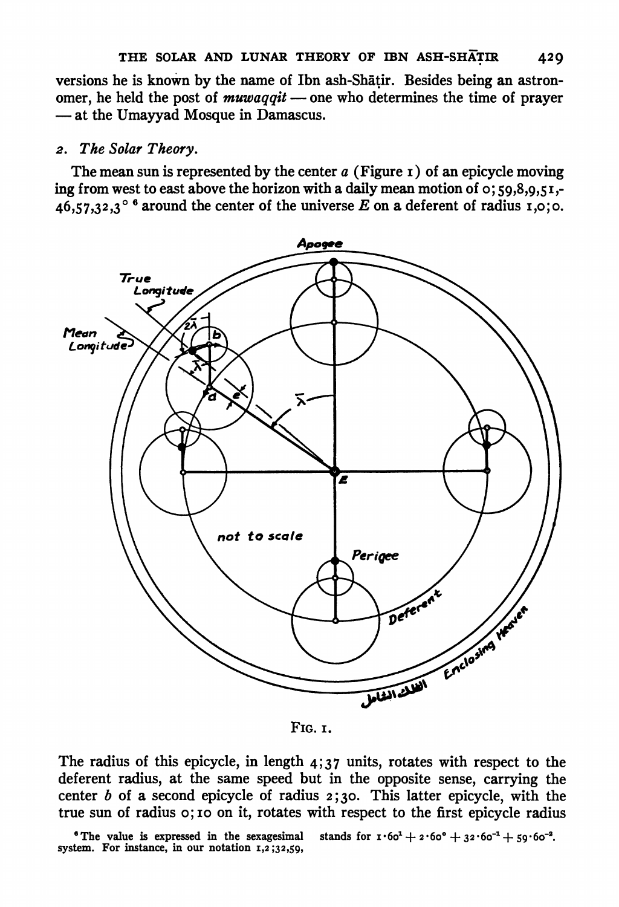versions he is known by the name of Ibn ash-Shāṭir. Besides being an astronomer, he held the post of *muwaqqit* — one who determines the time of prayer — at the Umayyad Mosque in Damascus.

## 2. *The Solar Theory.*

The mean sun is represented by the center *a* (Figure 1) of an epicycle moving ing from west to east above the horizon with a daily mean motion of 0;59,8,9,51,-46,57,32,3° [6] around the center of the universe *E* on a deferent of radius 1,0;0.

FIG. 1.

The radius of this epicycle, in length 4;37 units, rotates with respect to the deferent radius, at the same speed but in the opposite sense, carrying the center *b* of a second epicycle of radius 2;30. This latter epicycle, with the true sun of radius 0;10 on it, rotates with respect to the first epicycle radius

[6] The value is expressed in the sexagesimal system. For instance, in our notation 1,2;32,59, stands for $1 \cdot 60^1 + 2 \cdot 60^0 + 32 \cdot 60^{-1} + 59 \cdot 60^{-2}$.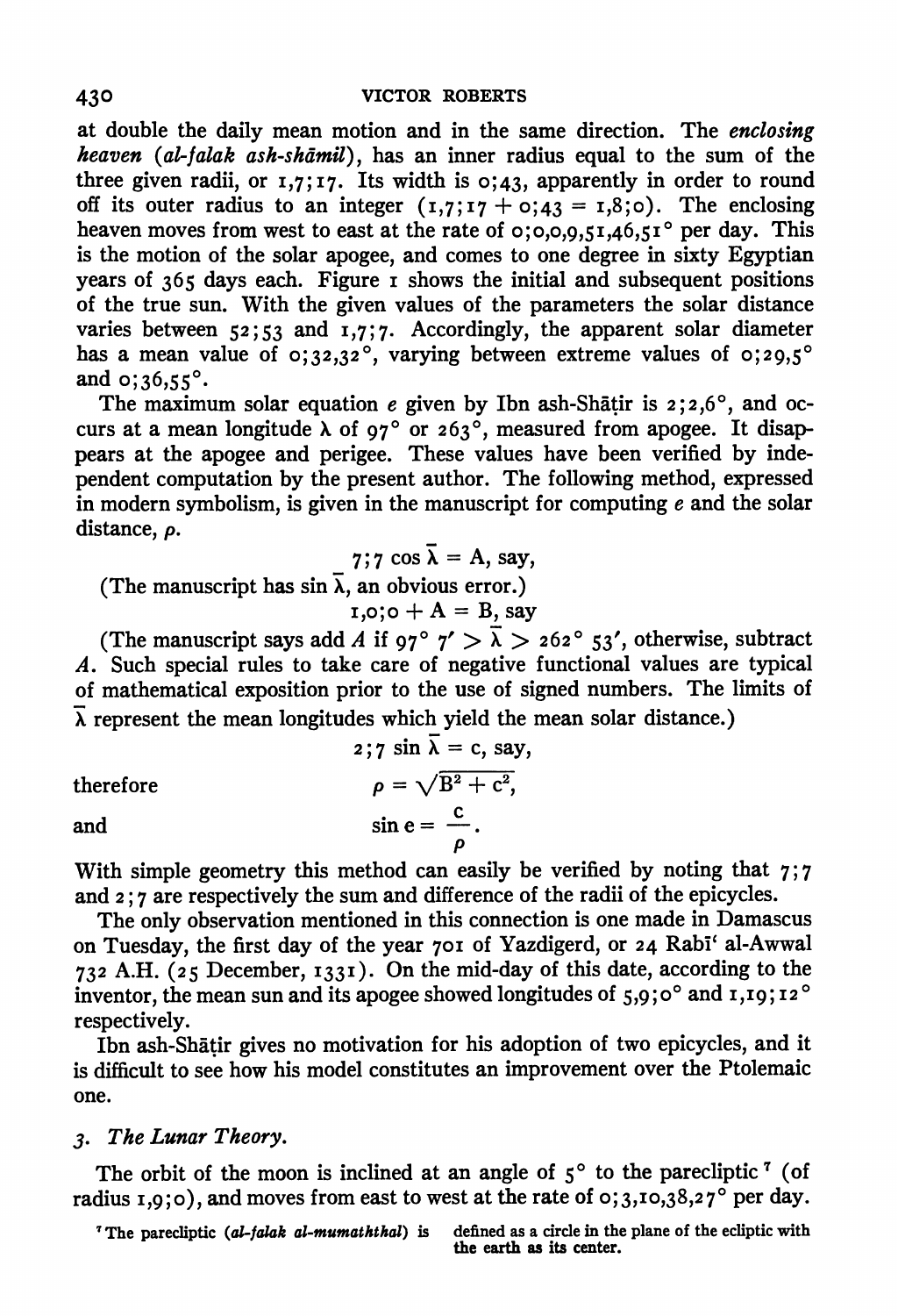at double the daily mean motion and in the same direction. The *enclosing heaven* (*al-falak ash-shāmil*), has an inner radius equal to the sum of the three given radii, or 1,7;17. Its width is 0;43, apparently in order to round off its outer radius to an integer (1,7;17 + 0;43 = 1,8;0). The enclosing heaven moves from west to east at the rate of 0;0,0,9,51,46,51° per day. This is the motion of the solar apogee, and comes to one degree in sixty Egyptian years of 365 days each. Figure 1 shows the initial and subsequent positions of the true sun. With the given values of the parameters the solar distance varies between 52;53 and 1,7;7. Accordingly, the apparent solar diameter has a mean value of 0;32,32°, varying between extreme values of 0;29,5° and 0;36,55°.

The maximum solar equation $e$ given by Ibn ash-Shāṭir is 2;2,6°, and occurs at a mean longitude $\bar{\lambda}$ of 97° or 263°, measured from apogee. It disappears at the apogee and perigee. These values have been verified by independent computation by the present author. The following method, expressed in modern symbolism, is given in the manuscript for computing $e$ and the solar distance, $\rho$.

$$7;7 \cos \bar{\lambda} = \mathrm{A}, \text{ say,}$$

(The manuscript has $\sin \bar{\lambda}$, an obvious error.)

$$1,0;0 + \mathrm{A} = \mathrm{B}, \text{ say}$$

(The manuscript says add $A$ if $97° \, 7' > \bar{\lambda} > 262° \, 53'$, otherwise, subtract $A$. Such special rules to take care of negative functional values are typical of mathematical exposition prior to the use of signed numbers. The limits of $\bar{\lambda}$ represent the mean longitudes which yield the mean solar distance.)

$$2;7 \sin \bar{\lambda} = \mathrm{c}, \text{ say,}$$

therefore

$$\rho = \sqrt{\mathrm{B}^2 + \mathrm{c}^2},$$

and

$$\sin \mathrm{e} = \frac{\mathrm{c}}{\rho}.$$

With simple geometry this method can easily be verified by noting that 7;7 and 2;7 are respectively the sum and difference of the radii of the epicycles.

The only observation mentioned in this connection is one made in Damascus on Tuesday, the first day of the year 701 of Yazdigerd, or 24 Rabīʿ al-Awwal 732 A.H. (25 December, 1331). On the mid-day of this date, according to the inventor, the mean sun and its apogee showed longitudes of 5,9;0° and 1,19;12° respectively.

Ibn ash-Shāṭir gives no motivation for his adoption of two epicycles, and it is difficult to see how his model constitutes an improvement over the Ptolemaic one.

## 3. *The Lunar Theory.*

The orbit of the moon is inclined at an angle of 5° to the parecliptic [7] (of radius 1,9;0), and moves from east to west at the rate of 0;3,10,38,27° per day.

[7] The parecliptic (*al-falak al-mumaththal*) is defined as a circle in the plane of the ecliptic with the earth as its center.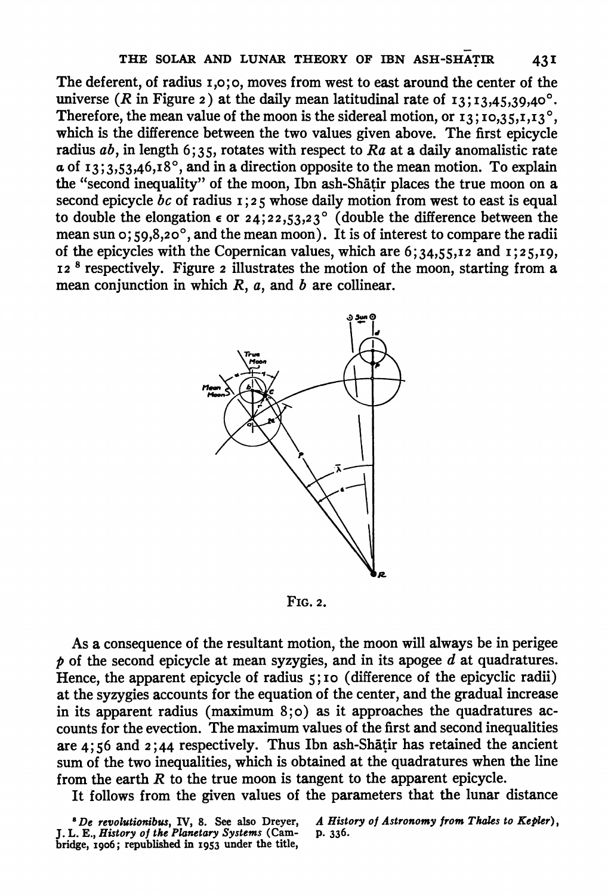The deferent, of radius 1,0;0, moves from west to east around the center of the universe ($R$ in Figure 2) at the daily mean latitudinal rate of 13;13,45,39,40°. Therefore, the mean value of the moon is the sidereal motion, or 13;10,35,1,13°, which is the difference between the two values given above. The first epicycle radius $ab$, in length 6;35, rotates with respect to $Ra$ at a daily anomalistic rate $\alpha$ of 13;3,53,46,18°, and in a direction opposite to the mean motion. To explain the "second inequality" of the moon, Ibn ash-Shāṭir places the true moon on a second epicycle $bc$ of radius 1;25 whose daily motion from west to east is equal to double the elongation $\epsilon$ or 24;22,53,23° (double the difference between the mean sun 0;59,8,20°, and the mean moon). It is of interest to compare the radii of the epicycles with the Copernican values, which are 6;34,55,12 and 1;25,19, 12 [8] respectively. Figure 2 illustrates the motion of the moon, starting from a mean conjunction in which $R$, $a$, and $b$ are collinear.

FIG. 2.

As a consequence of the resultant motion, the moon will always be in perigee $p$ of the second epicycle at mean syzygies, and in its apogee $d$ at quadratures. Hence, the apparent epicycle of radius 5;10 (difference of the epicyclic radii) at the syzygies accounts for the equation of the center, and the gradual increase in its apparent radius (maximum 8;0) as it approaches the quadratures accounts for the evection. The maximum values of the first and second inequalities are 4;56 and 2;44 respectively. Thus Ibn ash-Shāṭir has retained the ancient sum of the two inequalities, which is obtained at the quadratures when the line from the earth $R$ to the true moon is tangent to the apparent epicycle.

It follows from the given values of the parameters that the lunar distance

[8] *De revolutionibus*, IV, 8. See also Dreyer, J. L. E., *History of the Planetary Systems* (Cambridge, 1906; republished in 1953 under the title, *A History of Astronomy from Thales to Kepler*), p. 336.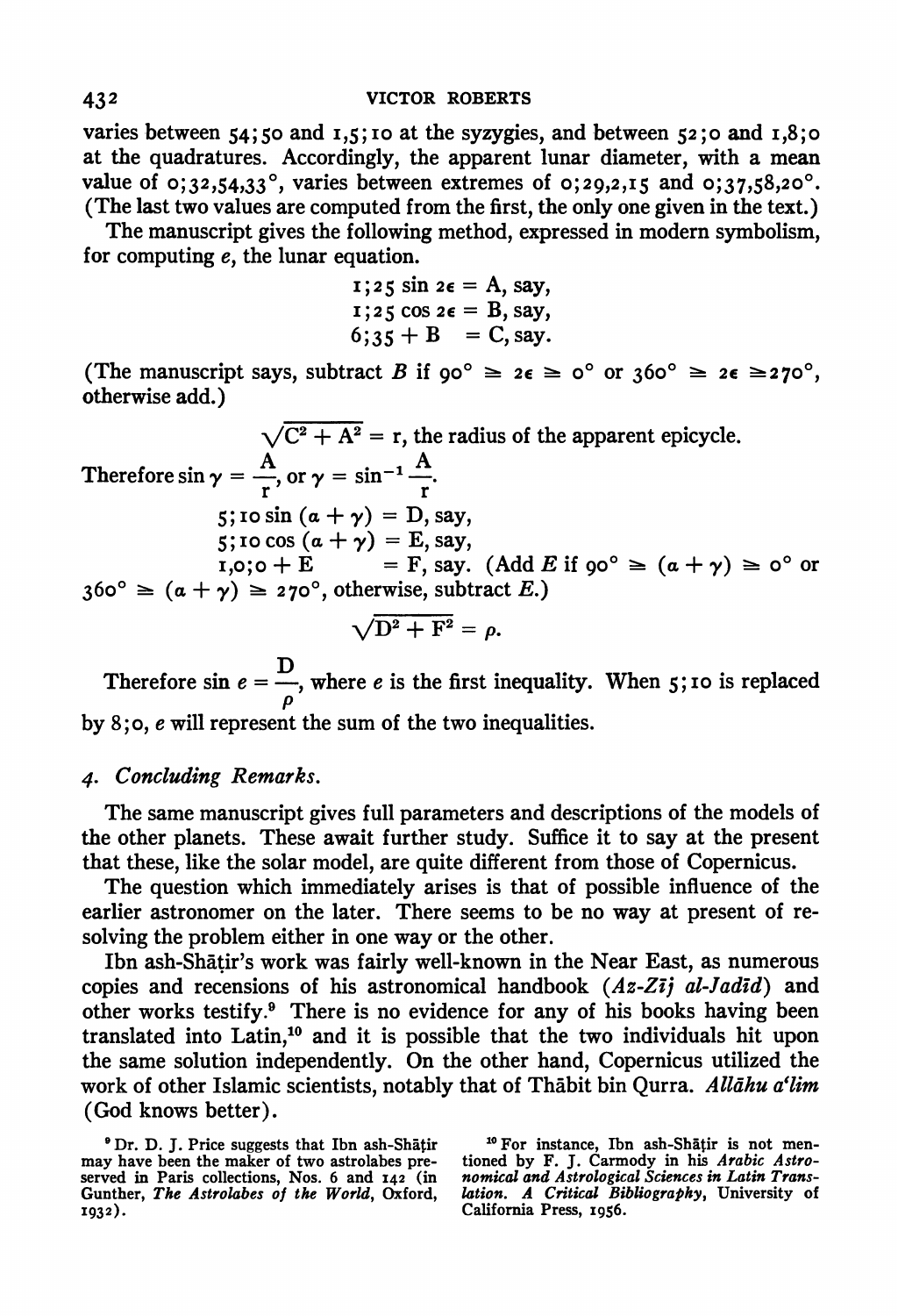varies between 54;50 and 1,5;10 at the syzygies, and between 52;0 and 1,8;0 at the quadratures. Accordingly, the apparent lunar diameter, with a mean value of 0;32,54,33°, varies between extremes of 0;29,2,15 and 0;37,58,20°. (The last two values are computed from the first, the only one given in the text.)

The manuscript gives the following method, expressed in modern symbolism, for computing $e$, the lunar equation.

$$1;25 \sin 2\epsilon = \mathrm{A}, \text{ say,}$$
$$1;25 \cos 2\epsilon = \mathrm{B}, \text{ say,}$$
$$6;35 + \mathrm{B} = \mathrm{C}, \text{ say.}$$

(The manuscript says, subtract $B$ if $90° \geq 2\epsilon \geq 0°$ or $360° \geq 2\epsilon \geq 270°$, otherwise add.)

$$\sqrt{\mathrm{C}^2 + \mathrm{A}^2} = \mathrm{r}, \text{ the radius of the apparent epicycle.}$$

Therefore $\sin \gamma = \dfrac{\mathrm{A}}{\mathrm{r}}$, or $\gamma = \sin^{-1} \dfrac{\mathrm{A}}{\mathrm{r}}$.

$$5;10 \sin (\alpha + \gamma) = \mathrm{D}, \text{ say,}$$
$$5;10 \cos (\alpha + \gamma) = \mathrm{E}, \text{ say,}$$
$$1,0;0 + \mathrm{E} = \mathrm{F}, \text{ say.}$$

(Add $E$ if $90° \geq (\alpha + \gamma) \geq 0°$ or $360° \geq (\alpha + \gamma) \geq 270°$, otherwise, subtract $E$.)

$$\sqrt{\mathrm{D}^2 + \mathrm{F}^2} = \rho.$$

Therefore $\sin e = \dfrac{\mathrm{D}}{\rho}$, where $e$ is the first inequality. When 5;10 is replaced by 8;0, $e$ will represent the sum of the two inequalities.

## 4. *Concluding Remarks.*

The same manuscript gives full parameters and descriptions of the models of the other planets. These await further study. Suffice it to say at the present that these, like the solar model, are quite different from those of Copernicus.

The question which immediately arises is that of possible influence of the earlier astronomer on the later. There seems to be no way at present of resolving the problem either in one way or the other.

Ibn ash-Shāṭir's work was fairly well-known in the Near East, as numerous copies and recensions of his astronomical handbook (*Az-Zīj al-Jadīd*) and other works testify.[9] There is no evidence for any of his books having been translated into Latin,[10] and it is possible that the two individuals hit upon the same solution independently. On the other hand, Copernicus utilized the work of other Islamic scientists, notably that of Thābit bin Qurra. *Allāhu aʿlim* (God knows better).

[9] Dr. D. J. Price suggests that Ibn ash-Shāṭir may have been the maker of two astrolabes preserved in Paris collections, Nos. 6 and 142 (in Gunther, *The Astrolabes of the World*, Oxford, 1932).

[10] For instance, Ibn ash-Shāṭir is not mentioned by F. J. Carmody in his *Arabic Astronomical and Astrological Sciences in Latin Translation. A Critical Bibliography*, University of California Press, 1956.